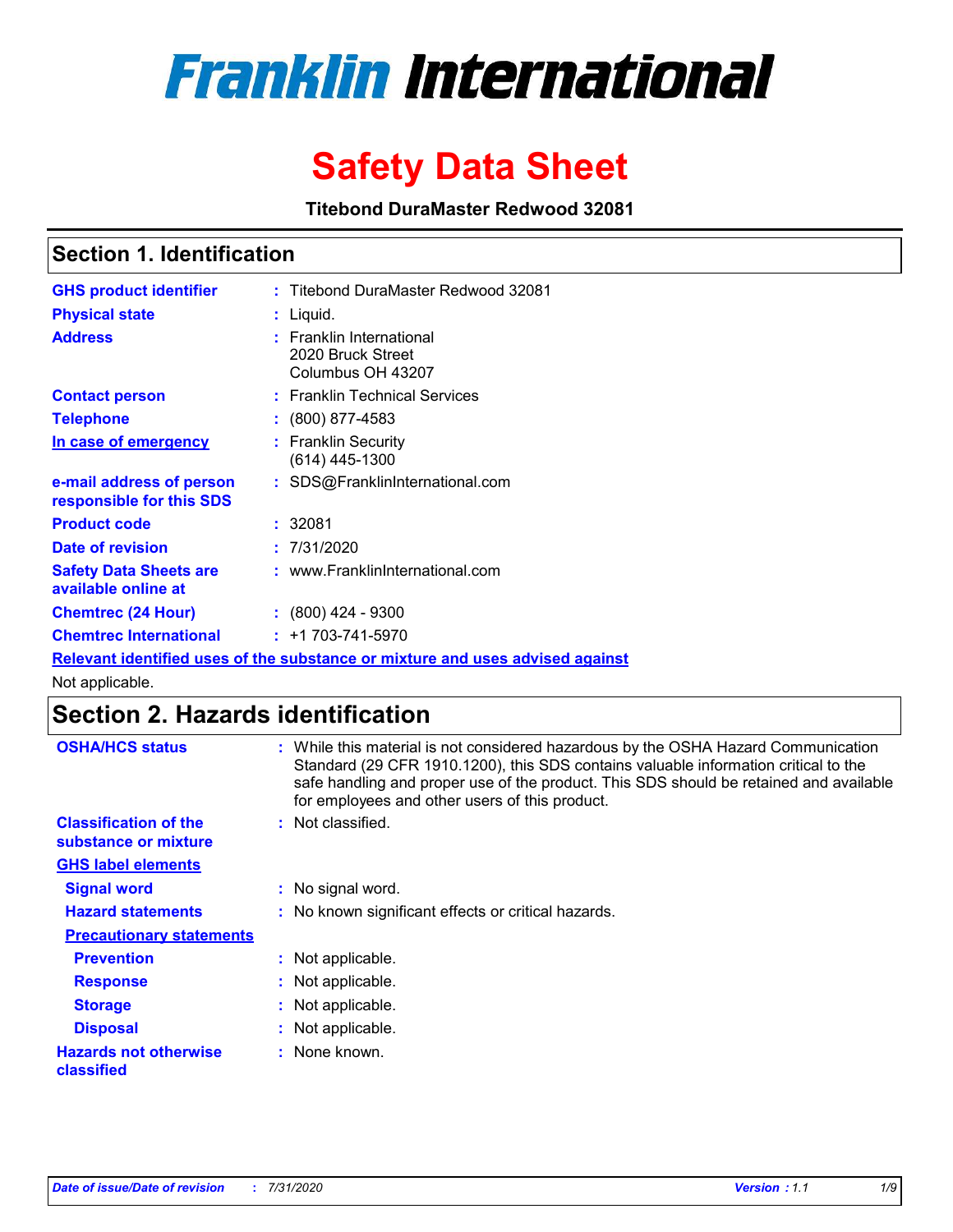# Franklin International

# Safety Data Sheet

**Titebond DuraMaster Redwood 32081**

## Section 1. Identification

| | |
|---|---|
| **GHS product identifier** | : Titebond DuraMaster Redwood 32081 |
| **Physical state** | : Liquid. |
| **Address** | : Franklin International<br>2020 Bruck Street<br>Columbus OH 43207 |
| **Contact person** | : Franklin Technical Services |
| **Telephone** | : (800) 877-4583 |
| **In case of emergency** | : Franklin Security<br>(614) 445-1300 |
| **e-mail address of person responsible for this SDS** | : SDS@FranklinInternational.com |
| **Product code** | : 32081 |
| **Date of revision** | : 7/31/2020 |
| **Safety Data Sheets are available online at** | : www.FranklinInternational.com |
| **Chemtrec (24 Hour)** | : (800) 424 - 9300 |
| **Chemtrec International** | : +1 703-741-5970 |

**Relevant identified uses of the substance or mixture and uses advised against**

Not applicable.

## Section 2. Hazards identification

| | |
|---|---|
| **OSHA/HCS status** | : While this material is not considered hazardous by the OSHA Hazard Communication Standard (29 CFR 1910.1200), this SDS contains valuable information critical to the safe handling and proper use of the product. This SDS should be retained and available for employees and other users of this product. |
| **Classification of the substance or mixture** | : Not classified. |

**GHS label elements**

| | |
|---|---|
| **Signal word** | : No signal word. |
| **Hazard statements** | : No known significant effects or critical hazards. |

**Precautionary statements**

| | |
|---|---|
| **Prevention** | : Not applicable. |
| **Response** | : Not applicable. |
| **Storage** | : Not applicable. |
| **Disposal** | : Not applicable. |
| **Hazards not otherwise classified** | : None known. |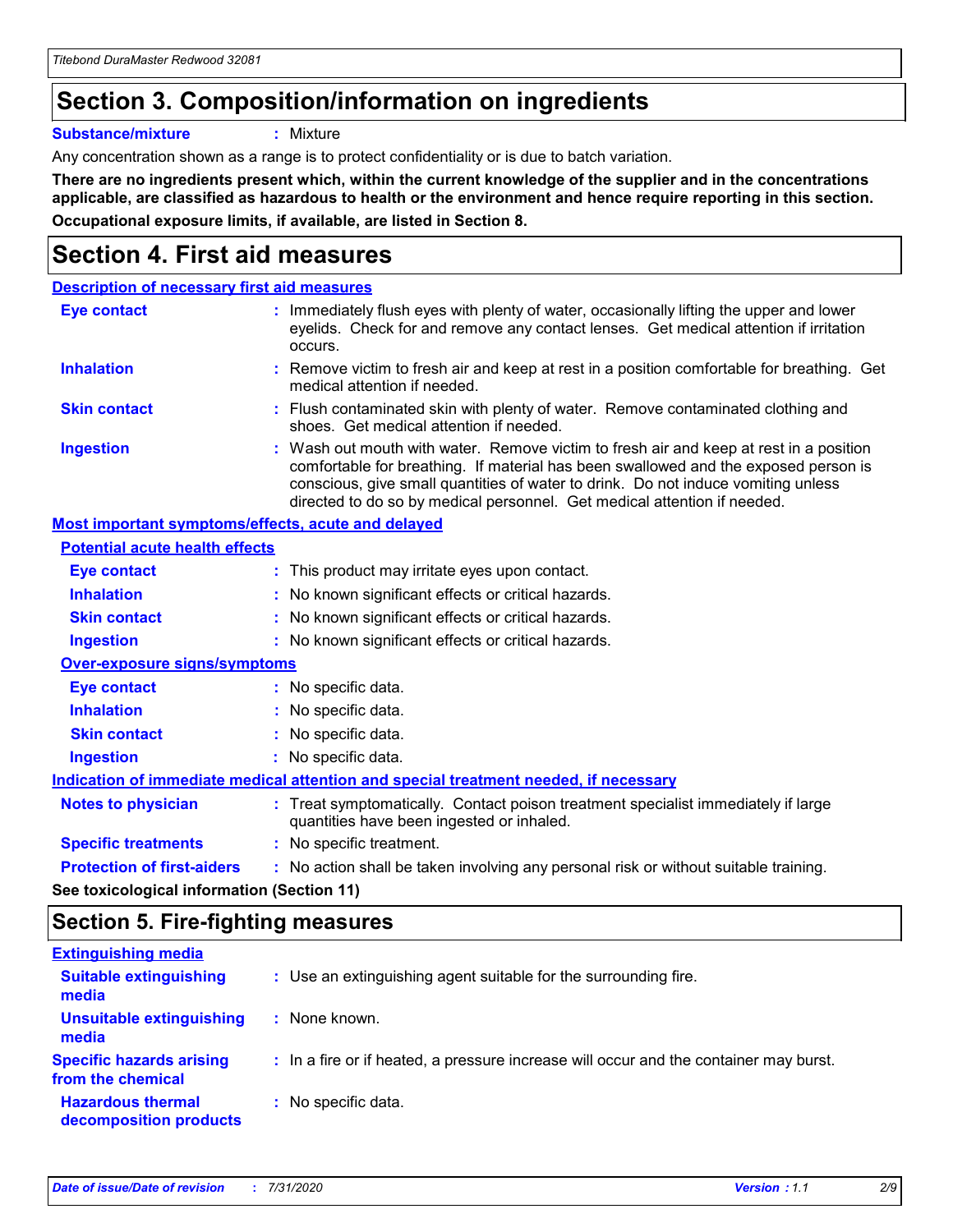# Section 3. Composition/information on ingredients

**Substance/mixture** : Mixture

Any concentration shown as a range is to protect confidentiality or is due to batch variation.

**There are no ingredients present which, within the current knowledge of the supplier and in the concentrations applicable, are classified as hazardous to health or the environment and hence require reporting in this section.**

**Occupational exposure limits, if available, are listed in Section 8.**

# Section 4. First aid measures

## Description of necessary first aid measures

**Eye contact** : Immediately flush eyes with plenty of water, occasionally lifting the upper and lower eyelids. Check for and remove any contact lenses. Get medical attention if irritation occurs.

**Inhalation** : Remove victim to fresh air and keep at rest in a position comfortable for breathing. Get medical attention if needed.

**Skin contact** : Flush contaminated skin with plenty of water. Remove contaminated clothing and shoes. Get medical attention if needed.

**Ingestion** : Wash out mouth with water. Remove victim to fresh air and keep at rest in a position comfortable for breathing. If material has been swallowed and the exposed person is conscious, give small quantities of water to drink. Do not induce vomiting unless directed to do so by medical personnel. Get medical attention if needed.

## Most important symptoms/effects, acute and delayed

### Potential acute health effects

**Eye contact** : This product may irritate eyes upon contact.

**Inhalation** : No known significant effects or critical hazards.

**Skin contact** : No known significant effects or critical hazards.

**Ingestion** : No known significant effects or critical hazards.

### Over-exposure signs/symptoms

**Eye contact** : No specific data.

**Inhalation** : No specific data.

**Skin contact** : No specific data.

**Ingestion** : No specific data.

## Indication of immediate medical attention and special treatment needed, if necessary

**Notes to physician** : Treat symptomatically. Contact poison treatment specialist immediately if large quantities have been ingested or inhaled.

**Specific treatments** : No specific treatment.

**Protection of first-aiders** : No action shall be taken involving any personal risk or without suitable training.

**See toxicological information (Section 11)**

# Section 5. Fire-fighting measures

## Extinguishing media

**Suitable extinguishing media** : Use an extinguishing agent suitable for the surrounding fire.

**Unsuitable extinguishing media** : None known.

**Specific hazards arising from the chemical** : In a fire or if heated, a pressure increase will occur and the container may burst.

**Hazardous thermal decomposition products** : No specific data.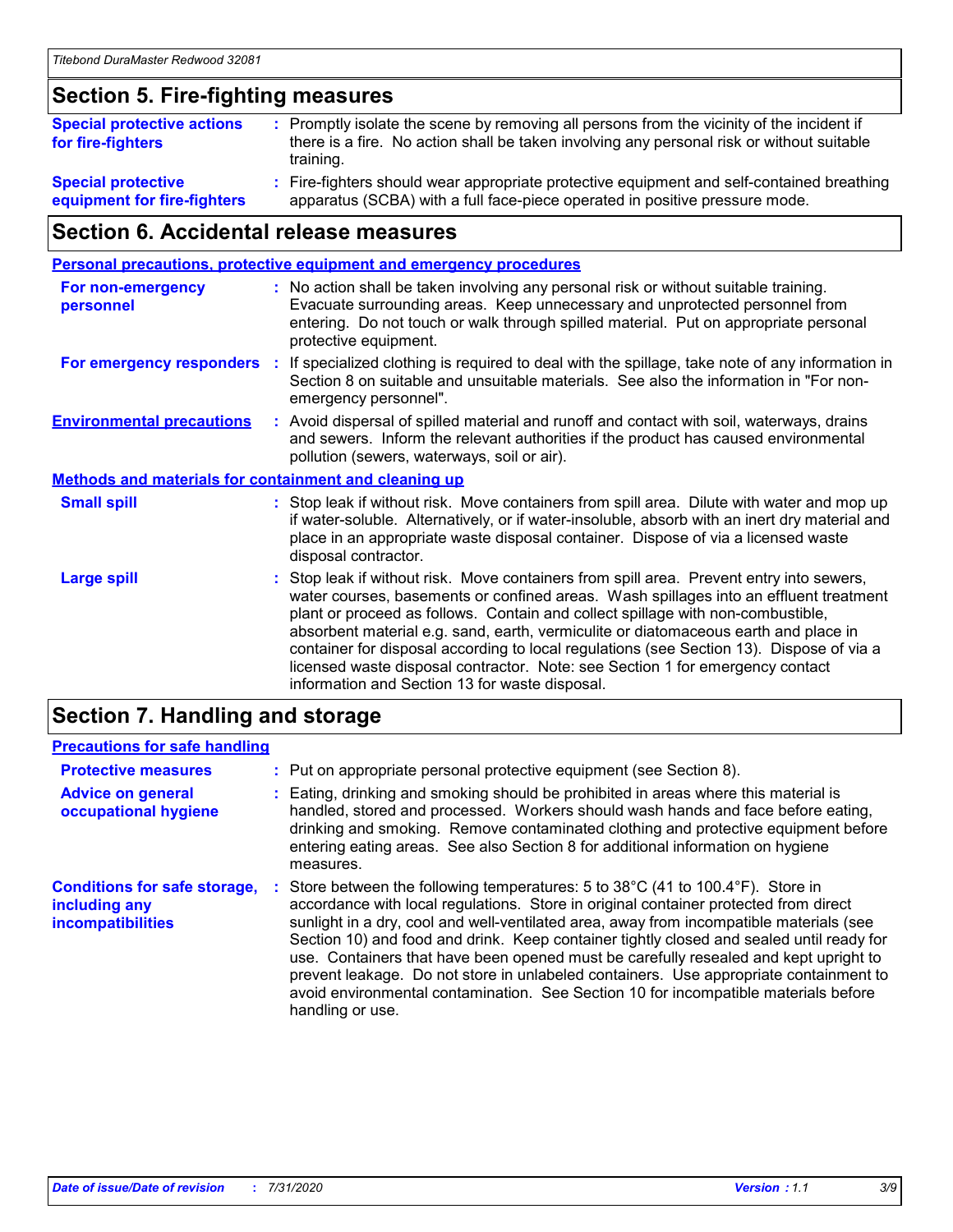## Section 5. Fire-fighting measures

**Special protective actions for fire-fighters** : Promptly isolate the scene by removing all persons from the vicinity of the incident if there is a fire. No action shall be taken involving any personal risk or without suitable training.

**Special protective equipment for fire-fighters** : Fire-fighters should wear appropriate protective equipment and self-contained breathing apparatus (SCBA) with a full face-piece operated in positive pressure mode.

## Section 6. Accidental release measures

### Personal precautions, protective equipment and emergency procedures

**For non-emergency personnel** : No action shall be taken involving any personal risk or without suitable training. Evacuate surrounding areas. Keep unnecessary and unprotected personnel from entering. Do not touch or walk through spilled material. Put on appropriate personal protective equipment.

**For emergency responders** : If specialized clothing is required to deal with the spillage, take note of any information in Section 8 on suitable and unsuitable materials. See also the information in "For non-emergency personnel".

**Environmental precautions** : Avoid dispersal of spilled material and runoff and contact with soil, waterways, drains and sewers. Inform the relevant authorities if the product has caused environmental pollution (sewers, waterways, soil or air).

### Methods and materials for containment and cleaning up

**Small spill** : Stop leak if without risk. Move containers from spill area. Dilute with water and mop up if water-soluble. Alternatively, or if water-insoluble, absorb with an inert dry material and place in an appropriate waste disposal container. Dispose of via a licensed waste disposal contractor.

**Large spill** : Stop leak if without risk. Move containers from spill area. Prevent entry into sewers, water courses, basements or confined areas. Wash spillages into an effluent treatment plant or proceed as follows. Contain and collect spillage with non-combustible, absorbent material e.g. sand, earth, vermiculite or diatomaceous earth and place in container for disposal according to local regulations (see Section 13). Dispose of via a licensed waste disposal contractor. Note: see Section 1 for emergency contact information and Section 13 for waste disposal.

## Section 7. Handling and storage

### Precautions for safe handling

**Protective measures** : Put on appropriate personal protective equipment (see Section 8).

**Advice on general occupational hygiene** : Eating, drinking and smoking should be prohibited in areas where this material is handled, stored and processed. Workers should wash hands and face before eating, drinking and smoking. Remove contaminated clothing and protective equipment before entering eating areas. See also Section 8 for additional information on hygiene measures.

**Conditions for safe storage, including any incompatibilities** : Store between the following temperatures: 5 to 38°C (41 to 100.4°F). Store in accordance with local regulations. Store in original container protected from direct sunlight in a dry, cool and well-ventilated area, away from incompatible materials (see Section 10) and food and drink. Keep container tightly closed and sealed until ready for use. Containers that have been opened must be carefully resealed and kept upright to prevent leakage. Do not store in unlabeled containers. Use appropriate containment to avoid environmental contamination. See Section 10 for incompatible materials before handling or use.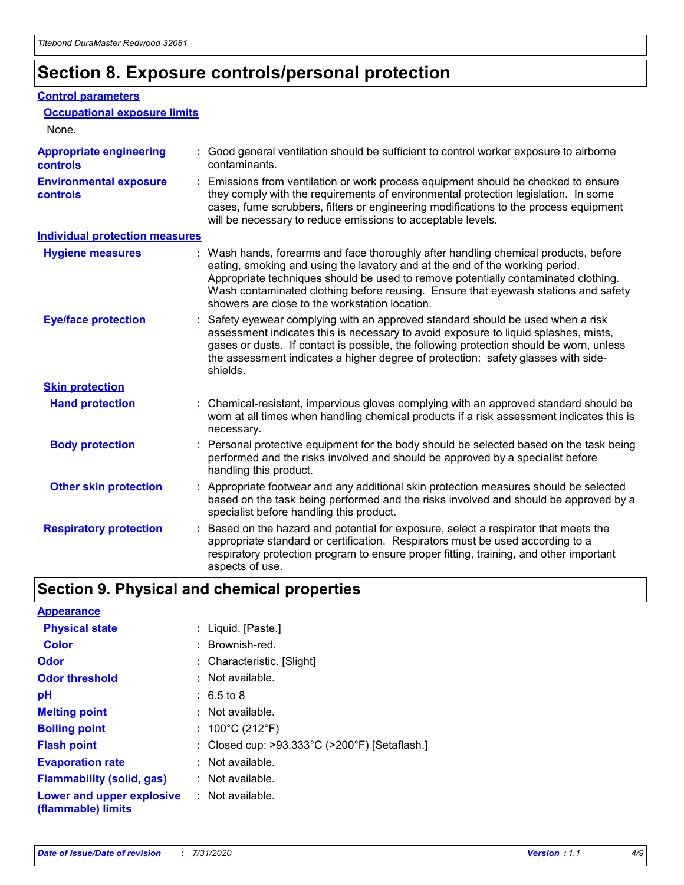# Section 8. Exposure controls/personal protection

## Control parameters

### Occupational exposure limits

None.

**Appropriate engineering controls** : Good general ventilation should be sufficient to control worker exposure to airborne contaminants.

**Environmental exposure controls** : Emissions from ventilation or work process equipment should be checked to ensure they comply with the requirements of environmental protection legislation. In some cases, fume scrubbers, filters or engineering modifications to the process equipment will be necessary to reduce emissions to acceptable levels.

## Individual protection measures

**Hygiene measures** : Wash hands, forearms and face thoroughly after handling chemical products, before eating, smoking and using the lavatory and at the end of the working period. Appropriate techniques should be used to remove potentially contaminated clothing. Wash contaminated clothing before reusing. Ensure that eyewash stations and safety showers are close to the workstation location.

**Eye/face protection** : Safety eyewear complying with an approved standard should be used when a risk assessment indicates this is necessary to avoid exposure to liquid splashes, mists, gases or dusts. If contact is possible, the following protection should be worn, unless the assessment indicates a higher degree of protection: safety glasses with side-shields.

### Skin protection

**Hand protection** : Chemical-resistant, impervious gloves complying with an approved standard should be worn at all times when handling chemical products if a risk assessment indicates this is necessary.

**Body protection** : Personal protective equipment for the body should be selected based on the task being performed and the risks involved and should be approved by a specialist before handling this product.

**Other skin protection** : Appropriate footwear and any additional skin protection measures should be selected based on the task being performed and the risks involved and should be approved by a specialist before handling this product.

**Respiratory protection** : Based on the hazard and potential for exposure, select a respirator that meets the appropriate standard or certification. Respirators must be used according to a respiratory protection program to ensure proper fitting, training, and other important aspects of use.

# Section 9. Physical and chemical properties

## Appearance

**Physical state** : Liquid. [Paste.]

**Color** : Brownish-red.

**Odor** : Characteristic. [Slight]

**Odor threshold** : Not available.

**pH** : 6.5 to 8

**Melting point** : Not available.

**Boiling point** : 100°C (212°F)

**Flash point** : Closed cup: >93.333°C (>200°F) [Setaflash.]

**Evaporation rate** : Not available.

**Flammability (solid, gas)** : Not available.

**Lower and upper explosive (flammable) limits** : Not available.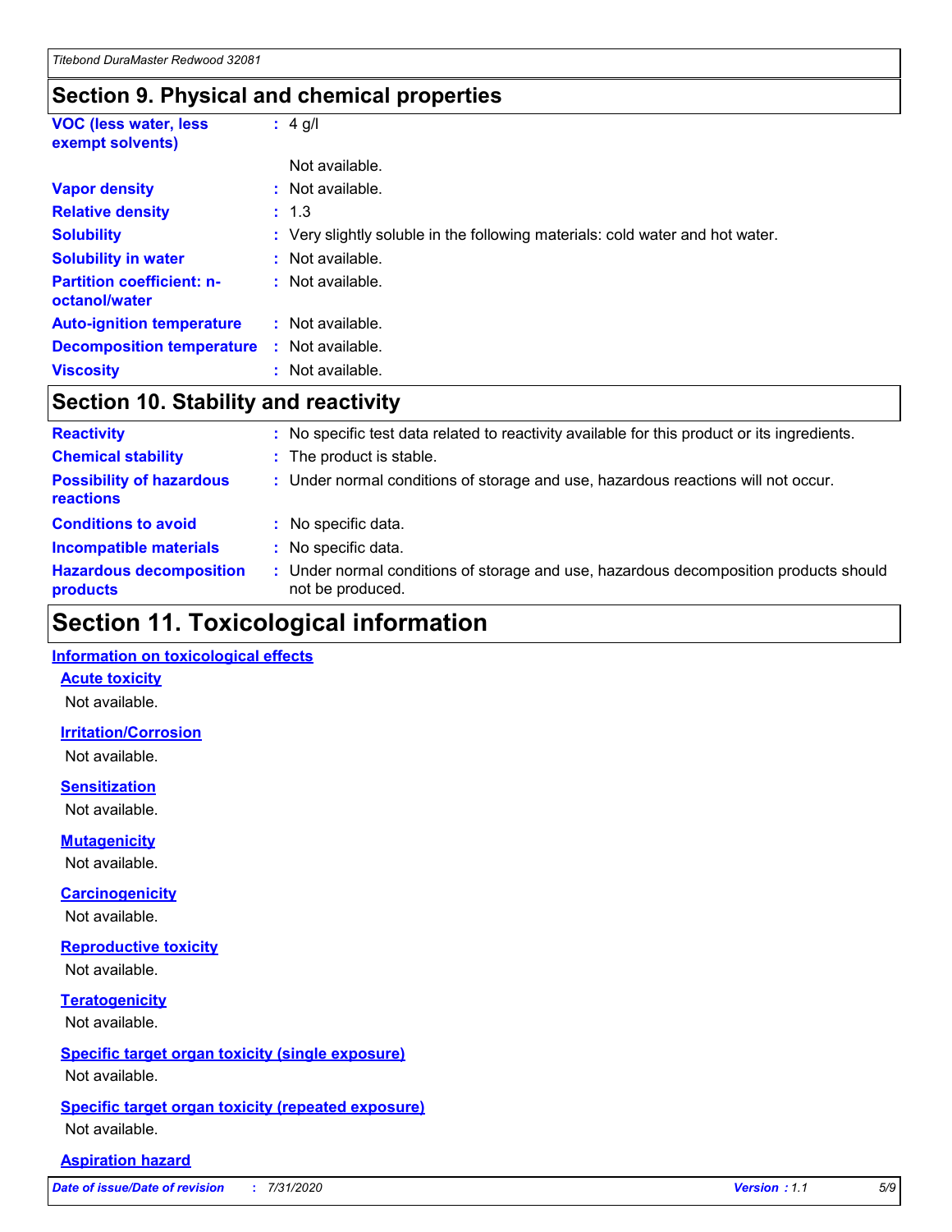## Section 9. Physical and chemical properties

| | | |
|---|---|---|
| **VOC (less water, less exempt solvents)** | : | 4 g/l |
| | | Not available. |
| **Vapor density** | : | Not available. |
| **Relative density** | : | 1.3 |
| **Solubility** | : | Very slightly soluble in the following materials: cold water and hot water. |
| **Solubility in water** | : | Not available. |
| **Partition coefficient: n-octanol/water** | : | Not available. |
| **Auto-ignition temperature** | : | Not available. |
| **Decomposition temperature** | : | Not available. |
| **Viscosity** | : | Not available. |

## Section 10. Stability and reactivity

| | | |
|---|---|---|
| **Reactivity** | : | No specific test data related to reactivity available for this product or its ingredients. |
| **Chemical stability** | : | The product is stable. |
| **Possibility of hazardous reactions** | : | Under normal conditions of storage and use, hazardous reactions will not occur. |
| **Conditions to avoid** | : | No specific data. |
| **Incompatible materials** | : | No specific data. |
| **Hazardous decomposition products** | : | Under normal conditions of storage and use, hazardous decomposition products should not be produced. |

## Section 11. Toxicological information

**Information on toxicological effects**

**Acute toxicity**

Not available.

**Irritation/Corrosion**

Not available.

**Sensitization**

Not available.

**Mutagenicity**

Not available.

**Carcinogenicity**

Not available.

**Reproductive toxicity**

Not available.

**Teratogenicity**

Not available.

**Specific target organ toxicity (single exposure)**

Not available.

**Specific target organ toxicity (repeated exposure)**

Not available.

**Aspiration hazard**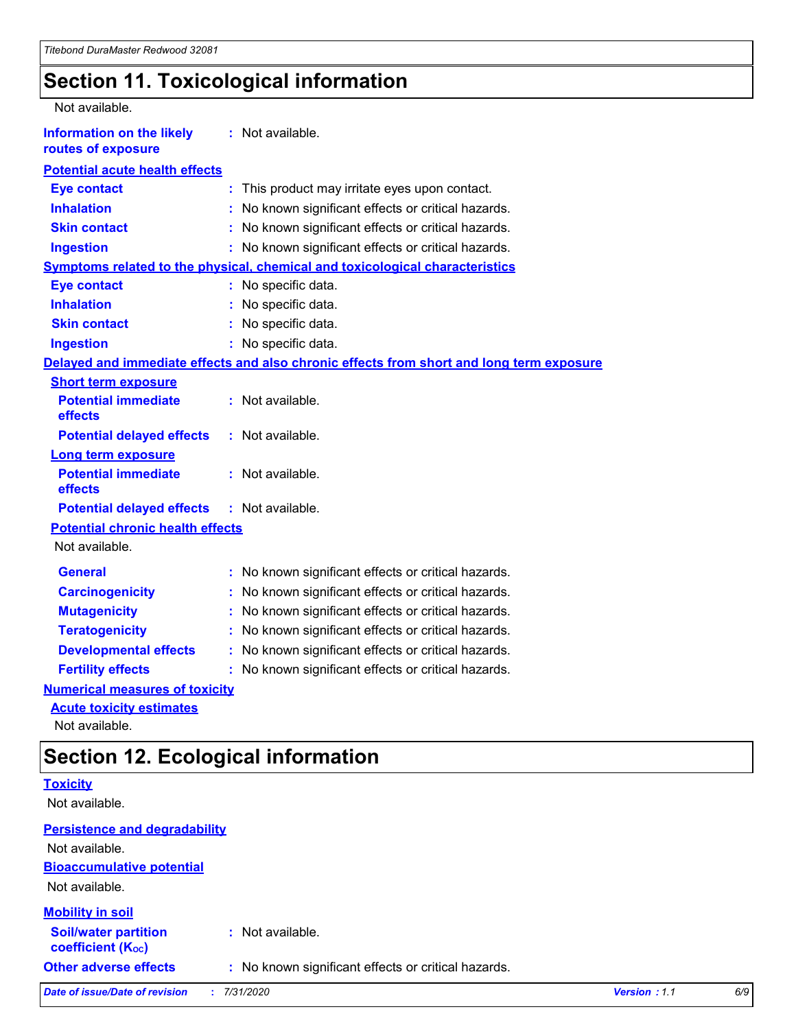# Section 11. Toxicological information

Not available.

**Information on the likely routes of exposure** : Not available.

**Potential acute health effects**

**Eye contact** : This product may irritate eyes upon contact.

**Inhalation** : No known significant effects or critical hazards.

**Skin contact** : No known significant effects or critical hazards.

**Ingestion** : No known significant effects or critical hazards.

**Symptoms related to the physical, chemical and toxicological characteristics**

**Eye contact** : No specific data.

**Inhalation** : No specific data.

**Skin contact** : No specific data.

**Ingestion** : No specific data.

**Delayed and immediate effects and also chronic effects from short and long term exposure**

**Short term exposure**

**Potential immediate effects** : Not available.

**Potential delayed effects** : Not available.

**Long term exposure**

**Potential immediate effects** : Not available.

**Potential delayed effects** : Not available.

**Potential chronic health effects**

Not available.

**General** : No known significant effects or critical hazards.

**Carcinogenicity** : No known significant effects or critical hazards.

**Mutagenicity** : No known significant effects or critical hazards.

**Teratogenicity** : No known significant effects or critical hazards.

**Developmental effects** : No known significant effects or critical hazards.

**Fertility effects** : No known significant effects or critical hazards.

**Numerical measures of toxicity**

**Acute toxicity estimates**

Not available.

# Section 12. Ecological information

**Toxicity**

Not available.

**Persistence and degradability**

Not available.

**Bioaccumulative potential**

Not available.

**Mobility in soil**

**Soil/water partition coefficient ($K_{OC}$)** : Not available.

**Other adverse effects** : No known significant effects or critical hazards.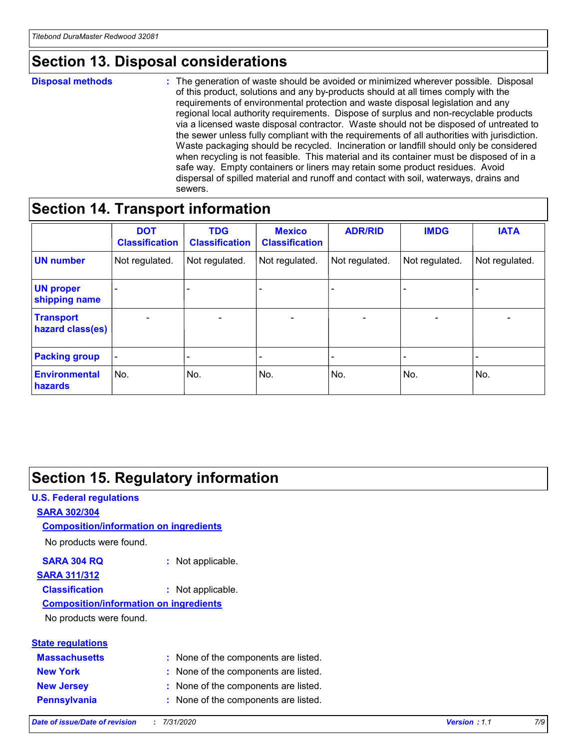## Section 13. Disposal considerations

**Disposal methods** : The generation of waste should be avoided or minimized wherever possible. Disposal of this product, solutions and any by-products should at all times comply with the requirements of environmental protection and waste disposal legislation and any regional local authority requirements. Dispose of surplus and non-recyclable products via a licensed waste disposal contractor. Waste should not be disposed of untreated to the sewer unless fully compliant with the requirements of all authorities with jurisdiction. Waste packaging should be recycled. Incineration or landfill should only be considered when recycling is not feasible. This material and its container must be disposed of in a safe way. Empty containers or liners may retain some product residues. Avoid dispersal of spilled material and runoff and contact with soil, waterways, drains and sewers.

## Section 14. Transport information

| | DOT Classification | TDG Classification | Mexico Classification | ADR/RID | IMDG | IATA |
|---|---|---|---|---|---|---|
| **UN number** | Not regulated. | Not regulated. | Not regulated. | Not regulated. | Not regulated. | Not regulated. |
| **UN proper shipping name** | - | - | - | - | - | - |
| **Transport hazard class(es)** | - | - | - | - | - | - |
| **Packing group** | - | - | - | - | - | - |
| **Environmental hazards** | No. | No. | No. | No. | No. | No. |

## Section 15. Regulatory information

### U.S. Federal regulations

**SARA 302/304**

**Composition/information on ingredients**

No products were found.

**SARA 304 RQ** : Not applicable.

**SARA 311/312**

**Classification** : Not applicable.

**Composition/information on ingredients**

No products were found.

### State regulations

**Massachusetts** : None of the components are listed.

**New York** : None of the components are listed.

**New Jersey** : None of the components are listed.

**Pennsylvania** : None of the components are listed.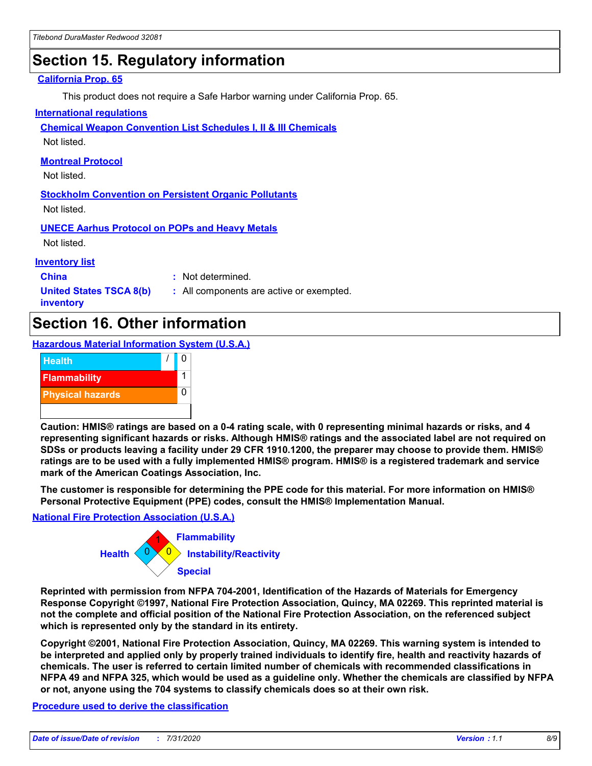## Section 15. Regulatory information

### California Prop. 65

This product does not require a Safe Harbor warning under California Prop. 65.

### International regulations

#### Chemical Weapon Convention List Schedules I, II & III Chemicals

Not listed.

#### Montreal Protocol

Not listed.

#### Stockholm Convention on Persistent Organic Pollutants

Not listed.

#### UNECE Aarhus Protocol on POPs and Heavy Metals

Not listed.

### Inventory list

| | | |
|---|---|---|
| **China** | : | Not determined. |
| **United States TSCA 8(b) inventory** | : | All components are active or exempted. |

## Section 16. Other information

### Hazardous Material Information System (U.S.A.)

| | | |
|---|---|---|
| Health | / | 0 |
| Flammability | | 1 |
| Physical hazards | | 0 |
| | | |

**Caution: HMIS® ratings are based on a 0-4 rating scale, with 0 representing minimal hazards or risks, and 4 representing significant hazards or risks. Although HMIS® ratings and the associated label are not required on SDSs or products leaving a facility under 29 CFR 1910.1200, the preparer may choose to provide them. HMIS® ratings are to be used with a fully implemented HMIS® program. HMIS® is a registered trademark and service mark of the American Coatings Association, Inc.**

**The customer is responsible for determining the PPE code for this material. For more information on HMIS® Personal Protective Equipment (PPE) codes, consult the HMIS® Implementation Manual.**

### National Fire Protection Association (U.S.A.)

| | |
|---|---|
| Health | 0 |
| Flammability | 1 |
| Instability/Reactivity | 0 |
| Special | |

**Reprinted with permission from NFPA 704-2001, Identification of the Hazards of Materials for Emergency Response Copyright ©1997, National Fire Protection Association, Quincy, MA 02269. This reprinted material is not the complete and official position of the National Fire Protection Association, on the referenced subject which is represented only by the standard in its entirety.**

**Copyright ©2001, National Fire Protection Association, Quincy, MA 02269. This warning system is intended to be interpreted and applied only by properly trained individuals to identify fire, health and reactivity hazards of chemicals. The user is referred to certain limited number of chemicals with recommended classifications in NFPA 49 and NFPA 325, which would be used as a guideline only. Whether the chemicals are classified by NFPA or not, anyone using the 704 systems to classify chemicals does so at their own risk.**

### Procedure used to derive the classification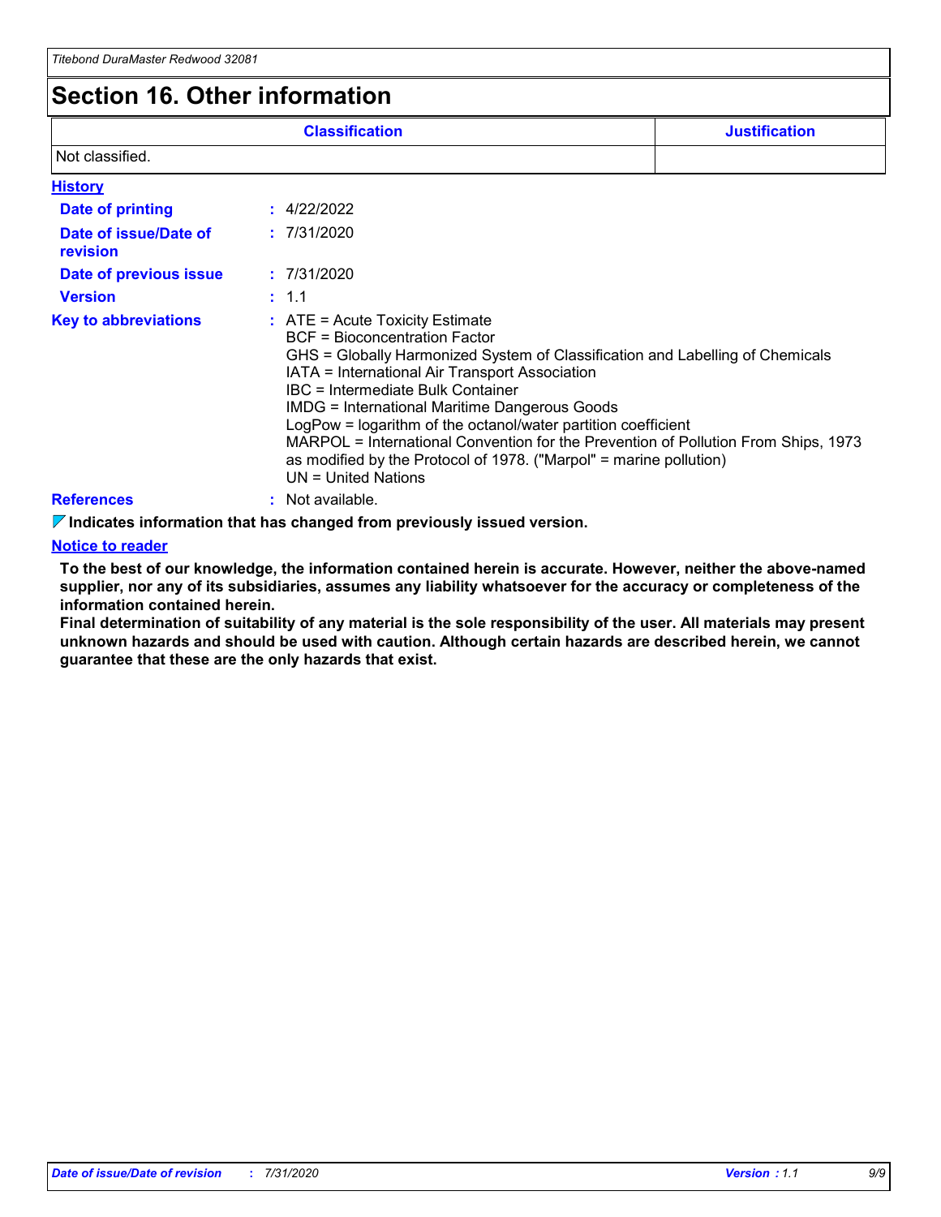# Section 16. Other information

| Classification | Justification |
|---|---|
| Not classified. | |

**History**

**Date of printing** : 4/22/2022

**Date of issue/Date of revision** : 7/31/2020

**Date of previous issue** : 7/31/2020

**Version** : 1.1

**Key to abbreviations** : ATE = Acute Toxicity Estimate
BCF = Bioconcentration Factor
GHS = Globally Harmonized System of Classification and Labelling of Chemicals
IATA = International Air Transport Association
IBC = Intermediate Bulk Container
IMDG = International Maritime Dangerous Goods
LogPow = logarithm of the octanol/water partition coefficient
MARPOL = International Convention for the Prevention of Pollution From Ships, 1973 as modified by the Protocol of 1978. ("Marpol" = marine pollution)
UN = United Nations

**References** : Not available.

**Indicates information that has changed from previously issued version.**

**Notice to reader**

**To the best of our knowledge, the information contained herein is accurate. However, neither the above-named supplier, nor any of its subsidiaries, assumes any liability whatsoever for the accuracy or completeness of the information contained herein.**

**Final determination of suitability of any material is the sole responsibility of the user. All materials may present unknown hazards and should be used with caution. Although certain hazards are described herein, we cannot guarantee that these are the only hazards that exist.**